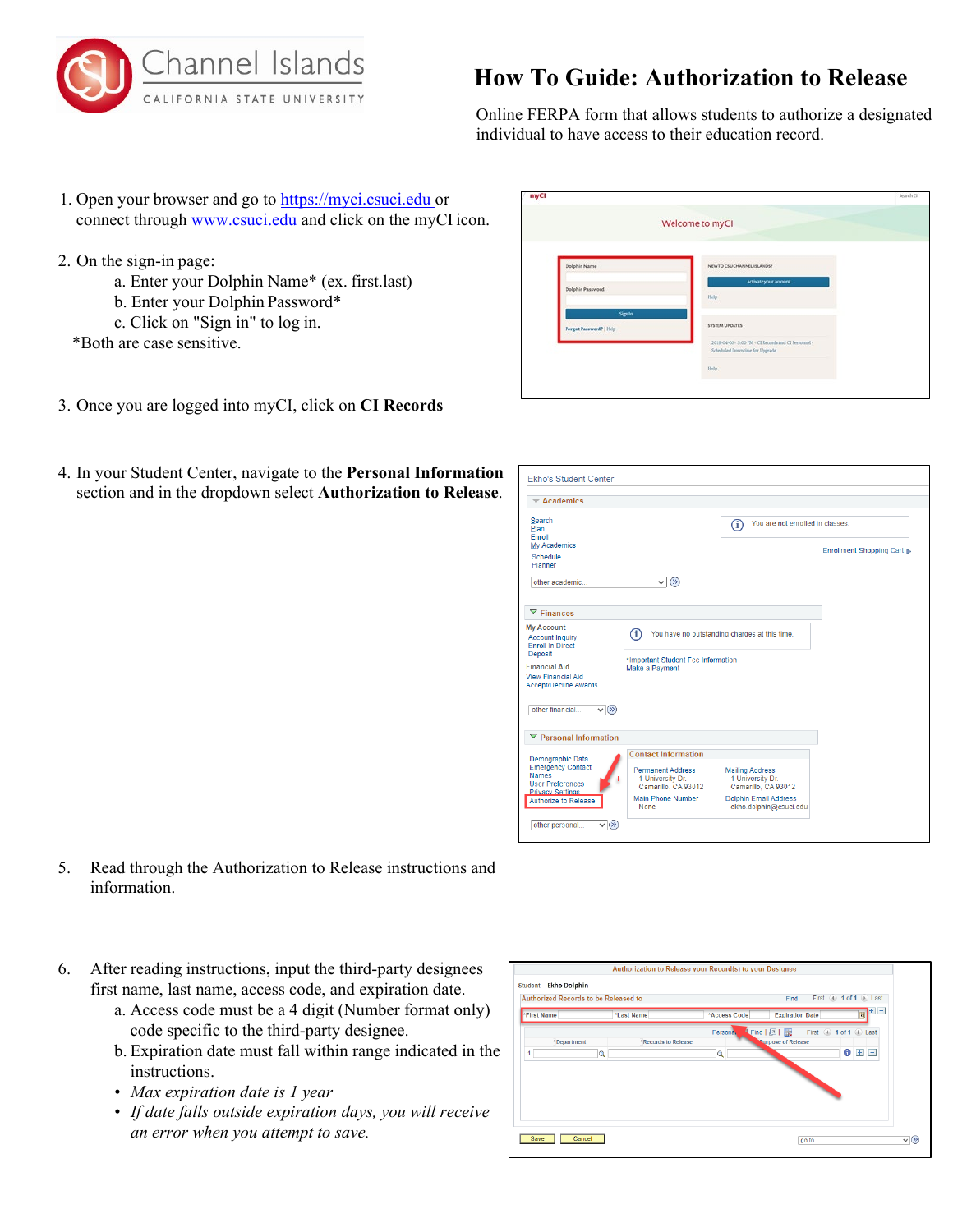Channel Islands

CALIFORNIA STATE UNIVERSITY

# How To Guide: Authorization to Release

Online FERPA form that allows students to authorize a designated individual to have access to their education record.

1. Open your browser and go to https://myci.csuci.edu or connect through www.csuci.edu and click on the myCI icon.

2. On the sign-in page:
   a. Enter your Dolphin Name* (ex. first.last)
   b. Enter your Dolphin Password*
   c. Click on "Sign in" to log in.

   *Both are case sensitive.

3. Once you are logged into myCI, click on **CI Records**

4. In your Student Center, navigate to the **Personal Information** section and in the dropdown select **Authorization to Release**.

5. Read through the Authorization to Release instructions and information.

6. After reading instructions, input the third-party designees first name, last name, access code, and expiration date.
   a. Access code must be a 4 digit (Number format only) code specific to the third-party designee.
   b. Expiration date must fall within range indicated in the instructions.
   - *Max expiration date is 1 year*
   - *If date falls outside expiration days, you will receive an error when you attempt to save.*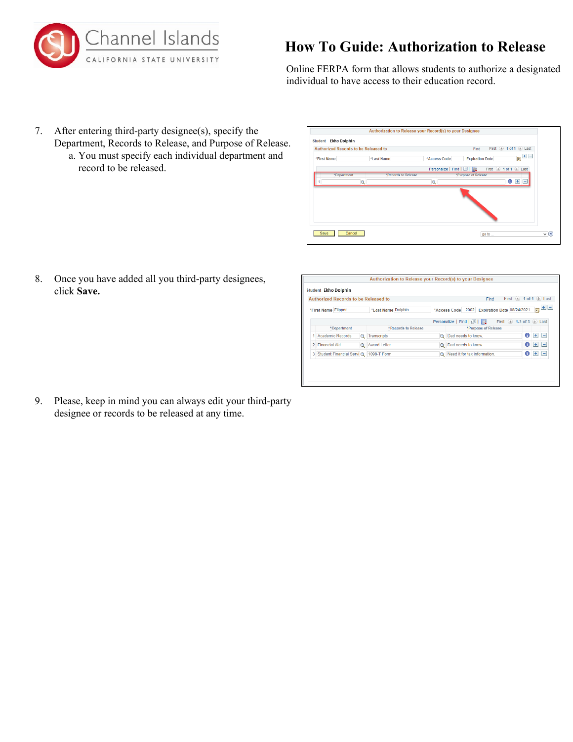# How To Guide: Authorization to Release

Online FERPA form that allows students to authorize a designated individual to have access to their education record.

7. After entering third-party designee(s), specify the Department, Records to Release, and Purpose of Release.
   a. You must specify each individual department and record to be released.

8. Once you have added all you third-party designees, click **Save.**

9. Please, keep in mind you can always edit your third-party designee or records to be released at any time.